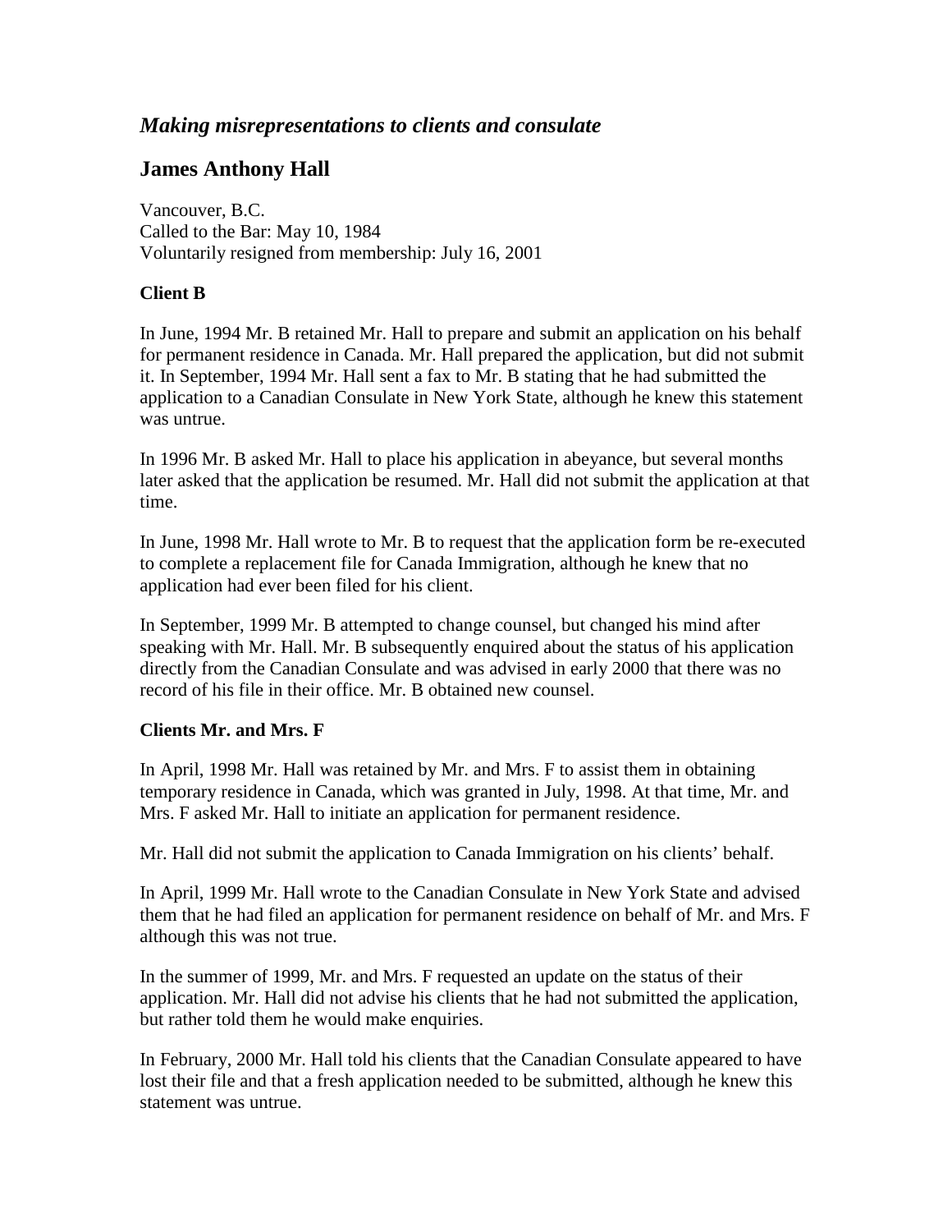## *Making misrepresentations to clients and consulate*

## James Anthony Hall

Vancouver, B.C.
Called to the Bar: May 10, 1984
Voluntarily resigned from membership: July 16, 2001

### Client B

In June, 1994 Mr. B retained Mr. Hall to prepare and submit an application on his behalf for permanent residence in Canada. Mr. Hall prepared the application, but did not submit it. In September, 1994 Mr. Hall sent a fax to Mr. B stating that he had submitted the application to a Canadian Consulate in New York State, although he knew this statement was untrue.

In 1996 Mr. B asked Mr. Hall to place his application in abeyance, but several months later asked that the application be resumed. Mr. Hall did not submit the application at that time.

In June, 1998 Mr. Hall wrote to Mr. B to request that the application form be re-executed to complete a replacement file for Canada Immigration, although he knew that no application had ever been filed for his client.

In September, 1999 Mr. B attempted to change counsel, but changed his mind after speaking with Mr. Hall. Mr. B subsequently enquired about the status of his application directly from the Canadian Consulate and was advised in early 2000 that there was no record of his file in their office. Mr. B obtained new counsel.

### Clients Mr. and Mrs. F

In April, 1998 Mr. Hall was retained by Mr. and Mrs. F to assist them in obtaining temporary residence in Canada, which was granted in July, 1998. At that time, Mr. and Mrs. F asked Mr. Hall to initiate an application for permanent residence.

Mr. Hall did not submit the application to Canada Immigration on his clients' behalf.

In April, 1999 Mr. Hall wrote to the Canadian Consulate in New York State and advised them that he had filed an application for permanent residence on behalf of Mr. and Mrs. F although this was not true.

In the summer of 1999, Mr. and Mrs. F requested an update on the status of their application. Mr. Hall did not advise his clients that he had not submitted the application, but rather told them he would make enquiries.

In February, 2000 Mr. Hall told his clients that the Canadian Consulate appeared to have lost their file and that a fresh application needed to be submitted, although he knew this statement was untrue.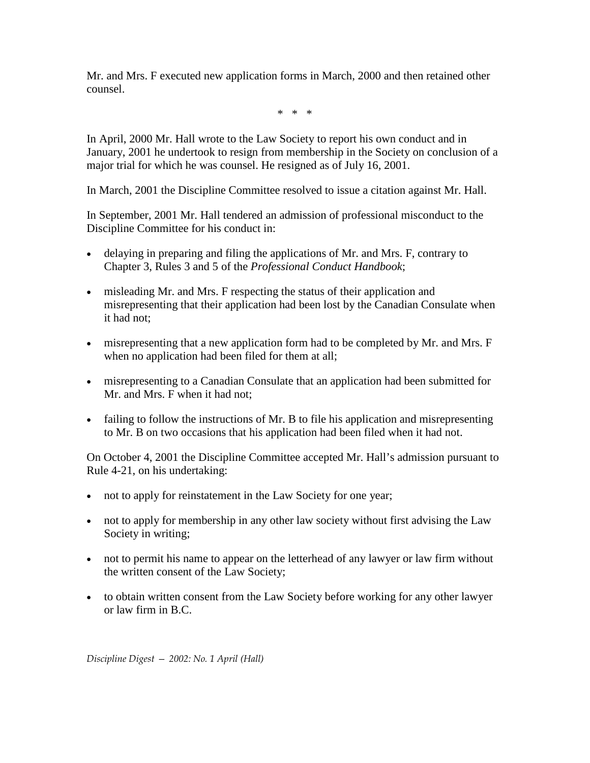Mr. and Mrs. F executed new application forms in March, 2000 and then retained other counsel.

\* \* \*

In April, 2000 Mr. Hall wrote to the Law Society to report his own conduct and in January, 2001 he undertook to resign from membership in the Society on conclusion of a major trial for which he was counsel. He resigned as of July 16, 2001.

In March, 2001 the Discipline Committee resolved to issue a citation against Mr. Hall.

In September, 2001 Mr. Hall tendered an admission of professional misconduct to the Discipline Committee for his conduct in:

- delaying in preparing and filing the applications of Mr. and Mrs. F, contrary to Chapter 3, Rules 3 and 5 of the *Professional Conduct Handbook*;
- misleading Mr. and Mrs. F respecting the status of their application and misrepresenting that their application had been lost by the Canadian Consulate when it had not;
- misrepresenting that a new application form had to be completed by Mr. and Mrs. F when no application had been filed for them at all;
- misrepresenting to a Canadian Consulate that an application had been submitted for Mr. and Mrs. F when it had not;
- failing to follow the instructions of Mr. B to file his application and misrepresenting to Mr. B on two occasions that his application had been filed when it had not.

On October 4, 2001 the Discipline Committee accepted Mr. Hall's admission pursuant to Rule 4-21, on his undertaking:

- not to apply for reinstatement in the Law Society for one year;
- not to apply for membership in any other law society without first advising the Law Society in writing;
- not to permit his name to appear on the letterhead of any lawyer or law firm without the written consent of the Law Society;
- to obtain written consent from the Law Society before working for any other lawyer or law firm in B.C.